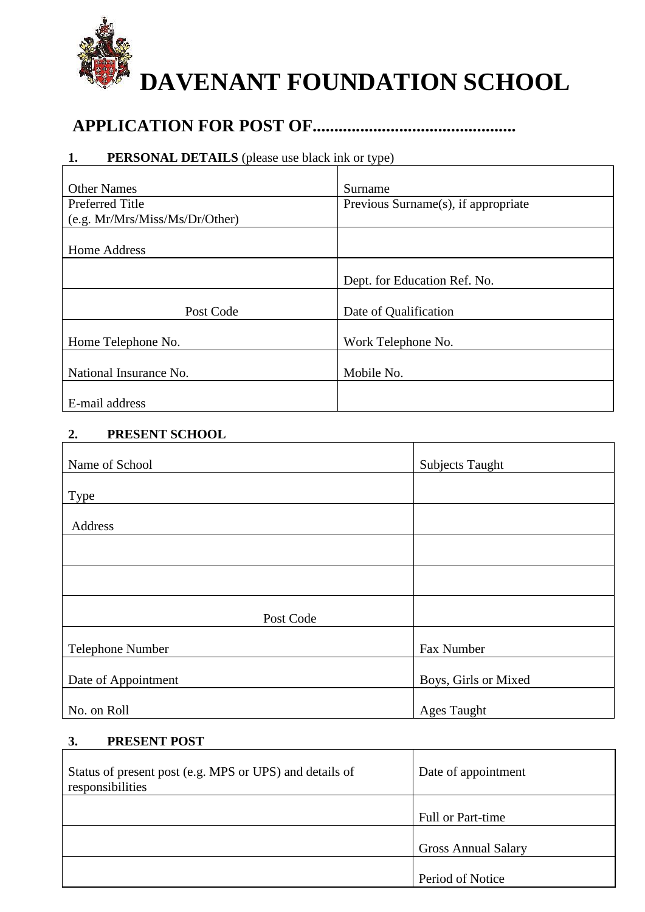# DAVENANT FOUNDATION SCHOOL

## APPLICATION FOR POST OF.............................................

**1. PERSONAL DETAILS** (please use black ink or type)

| | |
|---|---|
| Other Names | Surname |
| Preferred Title (e.g. Mr/Mrs/Miss/Ms/Dr/Other) | Previous Surname(s), if appropriate |
| Home Address | |
| | Dept. for Education Ref. No. |
| Post Code | Date of Qualification |
| Home Telephone No. | Work Telephone No. |
| National Insurance No. | Mobile No. |
| E-mail address | |

**2. PRESENT SCHOOL**

| | |
|---|---|
| Name of School | Subjects Taught |
| Type | |
| Address | |
| | |
| | |
| Post Code | |
| Telephone Number | Fax Number |
| Date of Appointment | Boys, Girls or Mixed |
| No. on Roll | Ages Taught |

**3. PRESENT POST**

| | |
|---|---|
| Status of present post (e.g. MPS or UPS) and details of responsibilities | Date of appointment |
| | Full or Part-time |
| | Gross Annual Salary |
| | Period of Notice |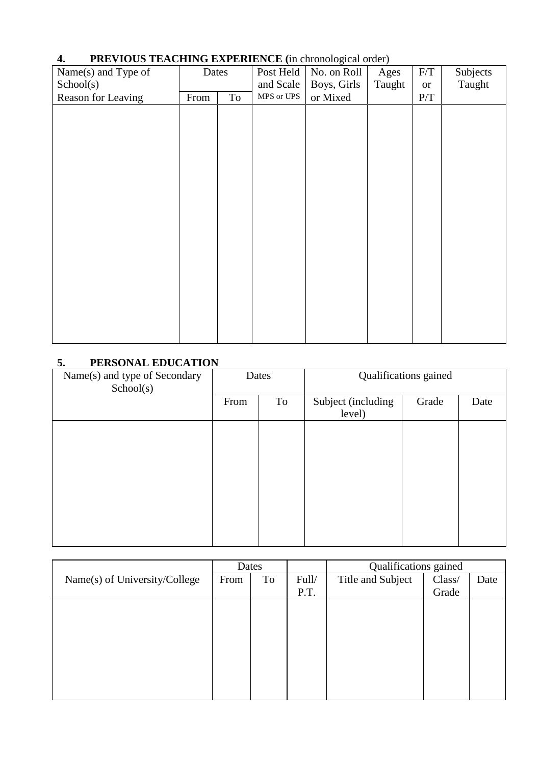## 4. PREVIOUS TEACHING EXPERIENCE (in chronological order)

| Name(s) and Type of School(s) Reason for Leaving | Dates | | Post Held and Scale MPS or UPS | No. on Roll Boys, Girls or Mixed | Ages Taught | F/T or P/T | Subjects Taught |
|---|---|---|---|---|---|---|---|
| | From | To | | | | | |
| | | | | | | | |

## 5. PERSONAL EDUCATION

| Name(s) and type of Secondary School(s) | Dates | | Qualifications gained | | |
|---|---|---|---|---|---|
| | From | To | Subject (including level) | Grade | Date |
| | | | | | |

| Name(s) of University/College | Dates | | Full/ P.T. | Qualifications gained | | |
|---|---|---|---|---|---|---|
| | From | To | | Title and Subject | Class/ Grade | Date |
| | | | | | | |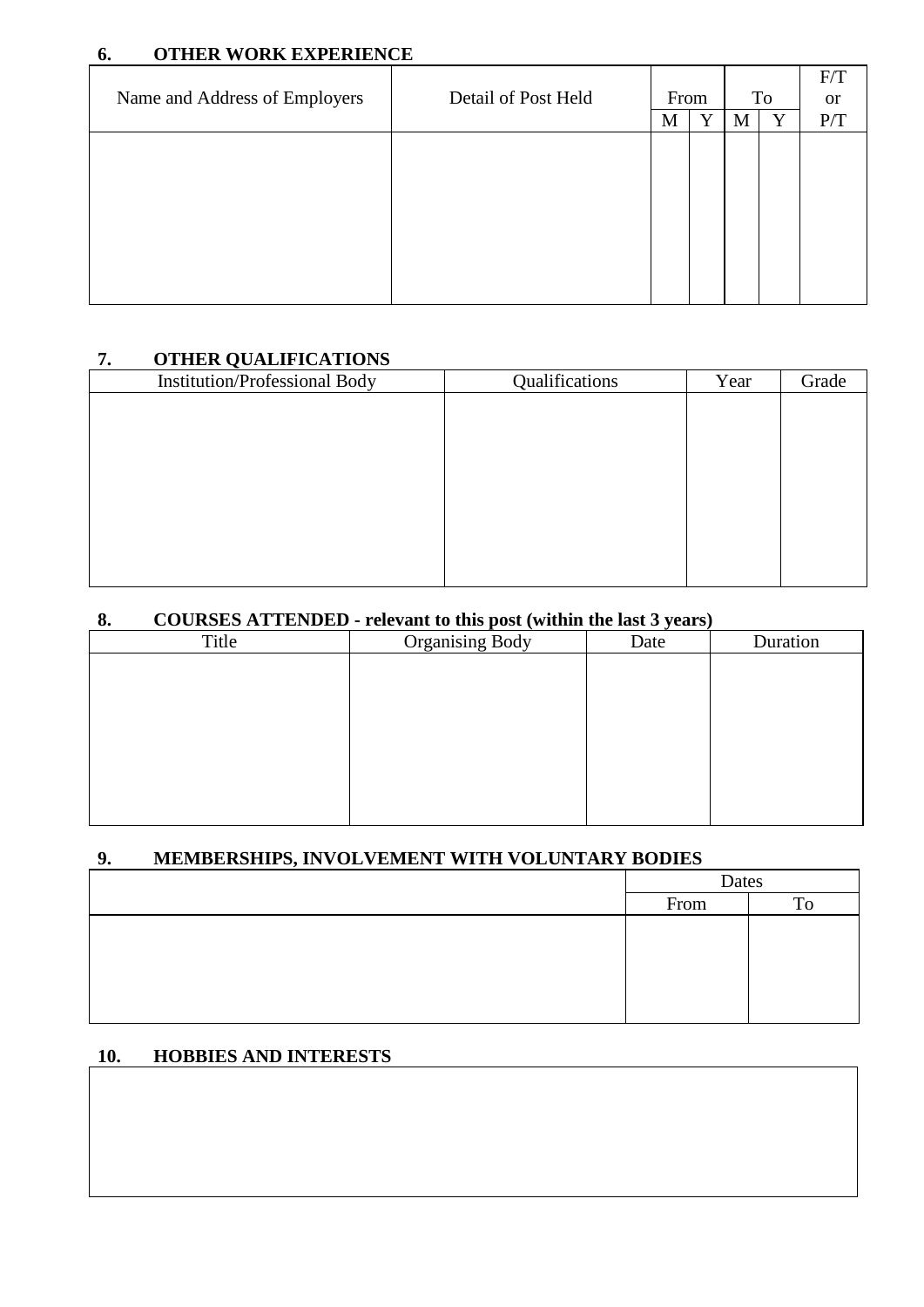## 6. OTHER WORK EXPERIENCE

| Name and Address of Employers | Detail of Post Held | From | | To | | F/T or P/T |
|---|---|---|---|---|---|---|
| | | M | Y | M | Y | |
| | | | | | | |

## 7. OTHER QUALIFICATIONS

| Institution/Professional Body | Qualifications | Year | Grade |
|---|---|---|---|
| | | | |

## 8. COURSES ATTENDED - relevant to this post (within the last 3 years)

| Title | Organising Body | Date | Duration |
|---|---|---|---|
| | | | |

## 9. MEMBERSHIPS, INVOLVEMENT WITH VOLUNTARY BODIES

| | Dates | |
|---|---|---|
| | From | To |
| | | |

## 10. HOBBIES AND INTERESTS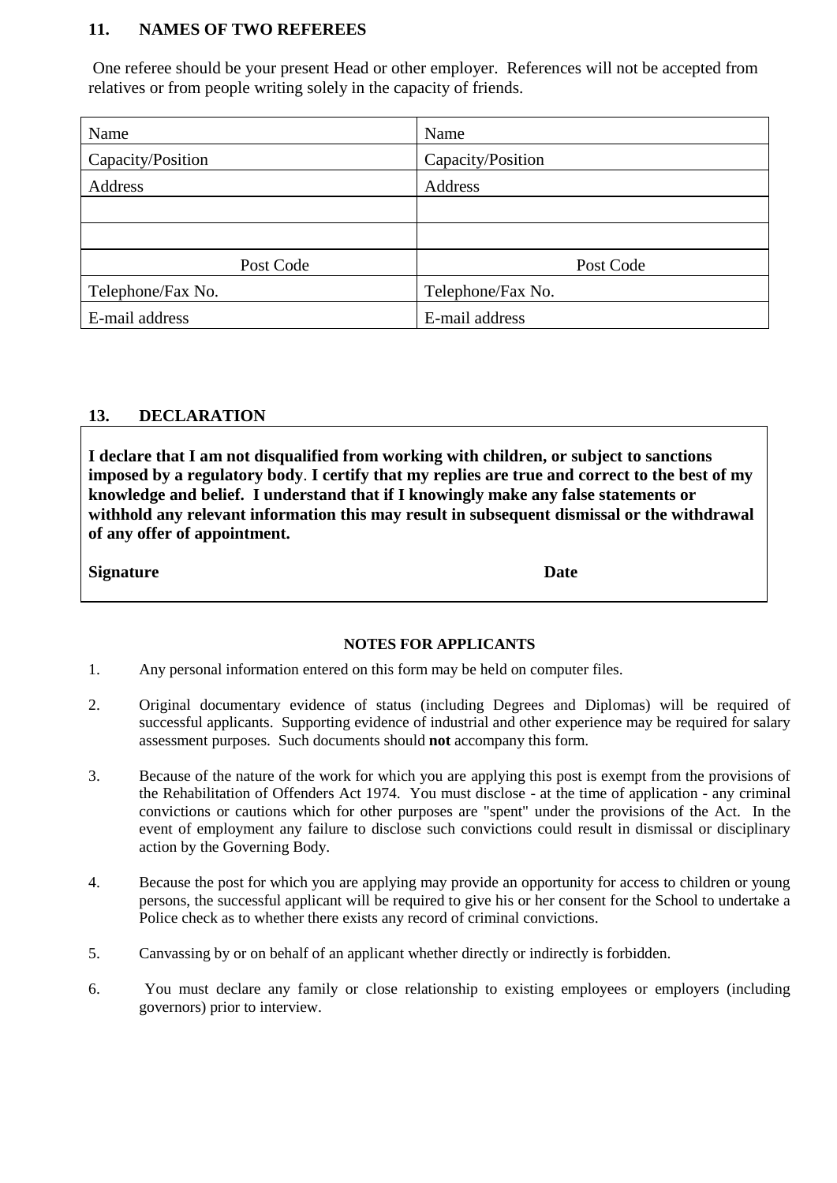## 11. NAMES OF TWO REFEREES

One referee should be your present Head or other employer. References will not be accepted from relatives or from people writing solely in the capacity of friends.

| | |
|---|---|
| Name | Name |
| Capacity/Position | Capacity/Position |
| Address | Address |
| | |
| | |
| Post Code | Post Code |
| Telephone/Fax No. | Telephone/Fax No. |
| E-mail address | E-mail address |

## 13. DECLARATION

**I declare that I am not disqualified from working with children, or subject to sanctions imposed by a regulatory body. I certify that my replies are true and correct to the best of my knowledge and belief. I understand that if I knowingly make any false statements or withhold any relevant information this may result in subsequent dismissal or the withdrawal of any offer of appointment.**

**Signature** **Date**

### NOTES FOR APPLICANTS

1. Any personal information entered on this form may be held on computer files.

2. Original documentary evidence of status (including Degrees and Diplomas) will be required of successful applicants. Supporting evidence of industrial and other experience may be required for salary assessment purposes. Such documents should **not** accompany this form.

3. Because of the nature of the work for which you are applying this post is exempt from the provisions of the Rehabilitation of Offenders Act 1974. You must disclose - at the time of application - any criminal convictions or cautions which for other purposes are "spent" under the provisions of the Act. In the event of employment any failure to disclose such convictions could result in dismissal or disciplinary action by the Governing Body.

4. Because the post for which you are applying may provide an opportunity for access to children or young persons, the successful applicant will be required to give his or her consent for the School to undertake a Police check as to whether there exists any record of criminal convictions.

5. Canvassing by or on behalf of an applicant whether directly or indirectly is forbidden.

6. You must declare any family or close relationship to existing employees or employers (including governors) prior to interview.